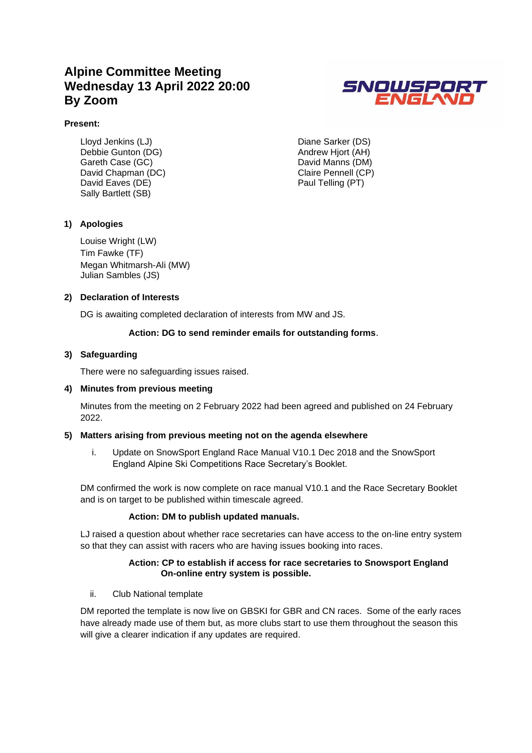# Alpine Committee Meeting
# Wednesday 13 April 2022 20:00
# By Zoom

**Present:**

Lloyd Jenkins (LJ)
Debbie Gunton (DG)
Gareth Case (GC)
David Chapman (DC)
David Eaves (DE)
Sally Bartlett (SB)
Diane Sarker (DS)
Andrew Hjort (AH)
David Manns (DM)
Claire Pennell (CP)
Paul Telling (PT)

## 1) Apologies

Louise Wright (LW)
Tim Fawke (TF)
Megan Whitmarsh-Ali (MW)
Julian Sambles (JS)

## 2) Declaration of Interests

DG is awaiting completed declaration of interests from MW and JS.

**Action: DG to send reminder emails for outstanding forms**.

## 3) Safeguarding

There were no safeguarding issues raised.

## 4) Minutes from previous meeting

Minutes from the meeting on 2 February 2022 had been agreed and published on 24 February 2022.

## 5) Matters arising from previous meeting not on the agenda elsewhere

i. Update on SnowSport England Race Manual V10.1 Dec 2018 and the SnowSport England Alpine Ski Competitions Race Secretary's Booklet.

DM confirmed the work is now complete on race manual V10.1 and the Race Secretary Booklet and is on target to be published within timescale agreed.

**Action: DM to publish updated manuals.**

LJ raised a question about whether race secretaries can have access to the on-line entry system so that they can assist with racers who are having issues booking into races.

**Action: CP to establish if access for race secretaries to Snowsport England On-online entry system is possible.**

ii. Club National template

DM reported the template is now live on GBSKI for GBR and CN races. Some of the early races have already made use of them but, as more clubs start to use them throughout the season this will give a clearer indication if any updates are required.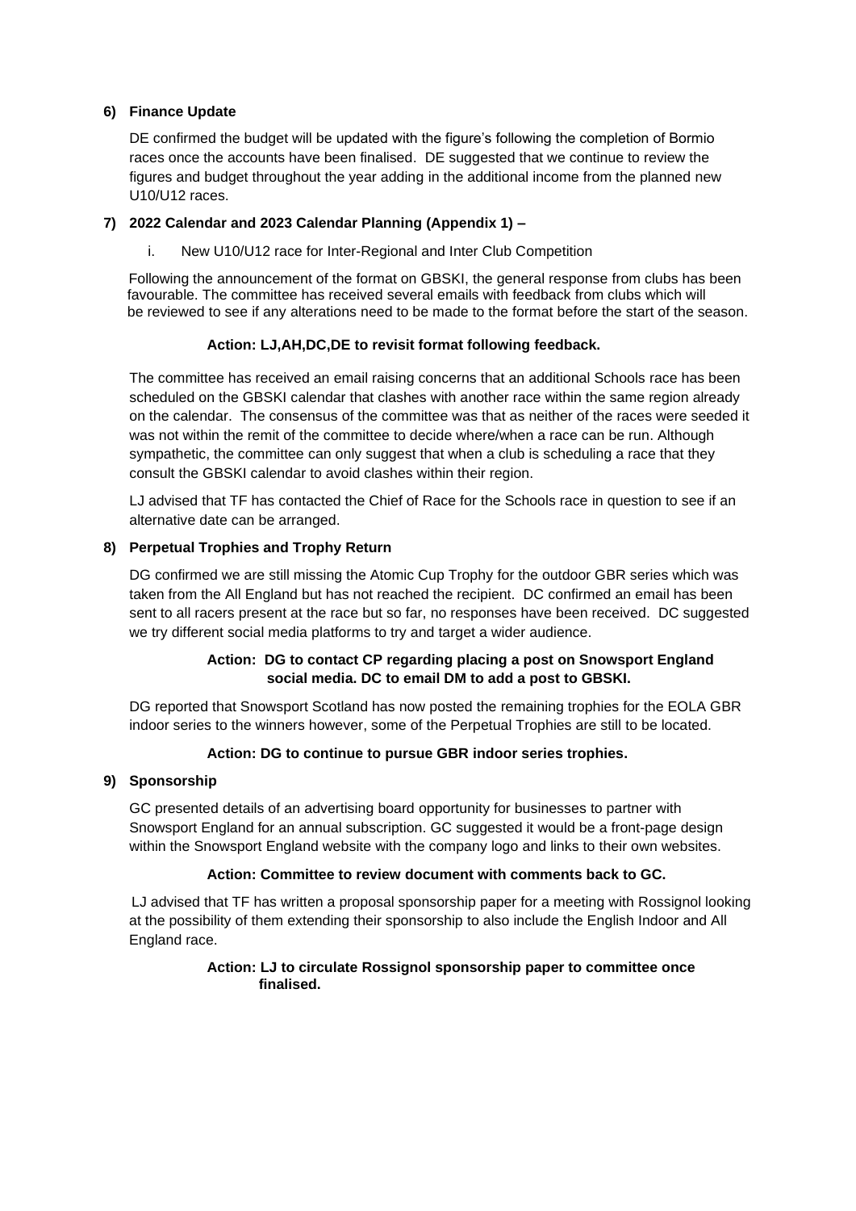**6) Finance Update**

DE confirmed the budget will be updated with the figure's following the completion of Bormio races once the accounts have been finalised. DE suggested that we continue to review the figures and budget throughout the year adding in the additional income from the planned new U10/U12 races.

**7) 2022 Calendar and 2023 Calendar Planning (Appendix 1) –**

i. New U10/U12 race for Inter-Regional and Inter Club Competition

Following the announcement of the format on GBSKI, the general response from clubs has been favourable. The committee has received several emails with feedback from clubs which will be reviewed to see if any alterations need to be made to the format before the start of the season.

**Action: LJ,AH,DC,DE to revisit format following feedback.**

The committee has received an email raising concerns that an additional Schools race has been scheduled on the GBSKI calendar that clashes with another race within the same region already on the calendar. The consensus of the committee was that as neither of the races were seeded it was not within the remit of the committee to decide where/when a race can be run. Although sympathetic, the committee can only suggest that when a club is scheduling a race that they consult the GBSKI calendar to avoid clashes within their region.

LJ advised that TF has contacted the Chief of Race for the Schools race in question to see if an alternative date can be arranged.

**8) Perpetual Trophies and Trophy Return**

DG confirmed we are still missing the Atomic Cup Trophy for the outdoor GBR series which was taken from the All England but has not reached the recipient. DC confirmed an email has been sent to all racers present at the race but so far, no responses have been received. DC suggested we try different social media platforms to try and target a wider audience.

**Action: DG to contact CP regarding placing a post on Snowsport England social media. DC to email DM to add a post to GBSKI.**

DG reported that Snowsport Scotland has now posted the remaining trophies for the EOLA GBR indoor series to the winners however, some of the Perpetual Trophies are still to be located.

**Action: DG to continue to pursue GBR indoor series trophies.**

**9) Sponsorship**

GC presented details of an advertising board opportunity for businesses to partner with Snowsport England for an annual subscription. GC suggested it would be a front-page design within the Snowsport England website with the company logo and links to their own websites.

**Action: Committee to review document with comments back to GC.**

LJ advised that TF has written a proposal sponsorship paper for a meeting with Rossignol looking at the possibility of them extending their sponsorship to also include the English Indoor and All England race.

**Action: LJ to circulate Rossignol sponsorship paper to committee once finalised.**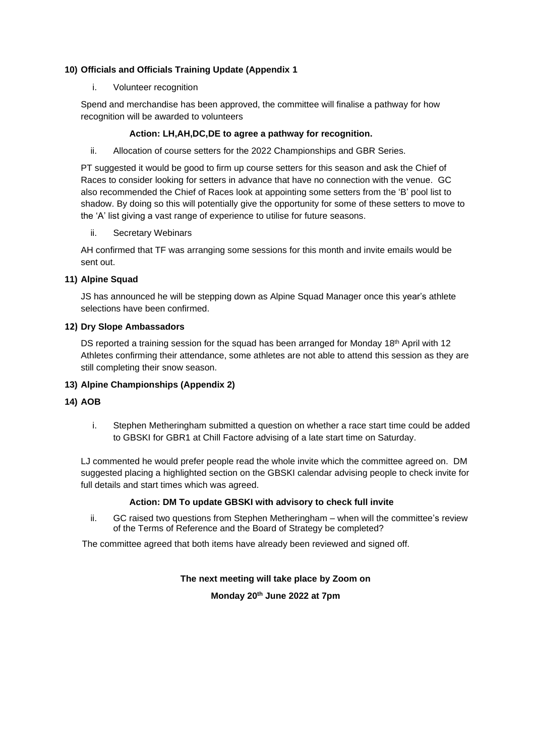**10) Officials and Officials Training Update (Appendix 1**

i. Volunteer recognition

Spend and merchandise has been approved, the committee will finalise a pathway for how recognition will be awarded to volunteers

**Action: LH,AH,DC,DE to agree a pathway for recognition.**

ii. Allocation of course setters for the 2022 Championships and GBR Series.

PT suggested it would be good to firm up course setters for this season and ask the Chief of Races to consider looking for setters in advance that have no connection with the venue. GC also recommended the Chief of Races look at appointing some setters from the 'B' pool list to shadow. By doing so this will potentially give the opportunity for some of these setters to move to the 'A' list giving a vast range of experience to utilise for future seasons.

ii. Secretary Webinars

AH confirmed that TF was arranging some sessions for this month and invite emails would be sent out.

**11) Alpine Squad**

JS has announced he will be stepping down as Alpine Squad Manager once this year's athlete selections have been confirmed.

**12) Dry Slope Ambassadors**

DS reported a training session for the squad has been arranged for Monday 18th April with 12 Athletes confirming their attendance, some athletes are not able to attend this session as they are still completing their snow season.

**13) Alpine Championships (Appendix 2)**

**14) AOB**

i. Stephen Metheringham submitted a question on whether a race start time could be added to GBSKI for GBR1 at Chill Factore advising of a late start time on Saturday.

LJ commented he would prefer people read the whole invite which the committee agreed on. DM suggested placing a highlighted section on the GBSKI calendar advising people to check invite for full details and start times which was agreed.

**Action: DM To update GBSKI with advisory to check full invite**

ii. GC raised two questions from Stephen Metheringham – when will the committee's review of the Terms of Reference and the Board of Strategy be completed?

The committee agreed that both items have already been reviewed and signed off.

**The next meeting will take place by Zoom on**

**Monday 20th June 2022 at 7pm**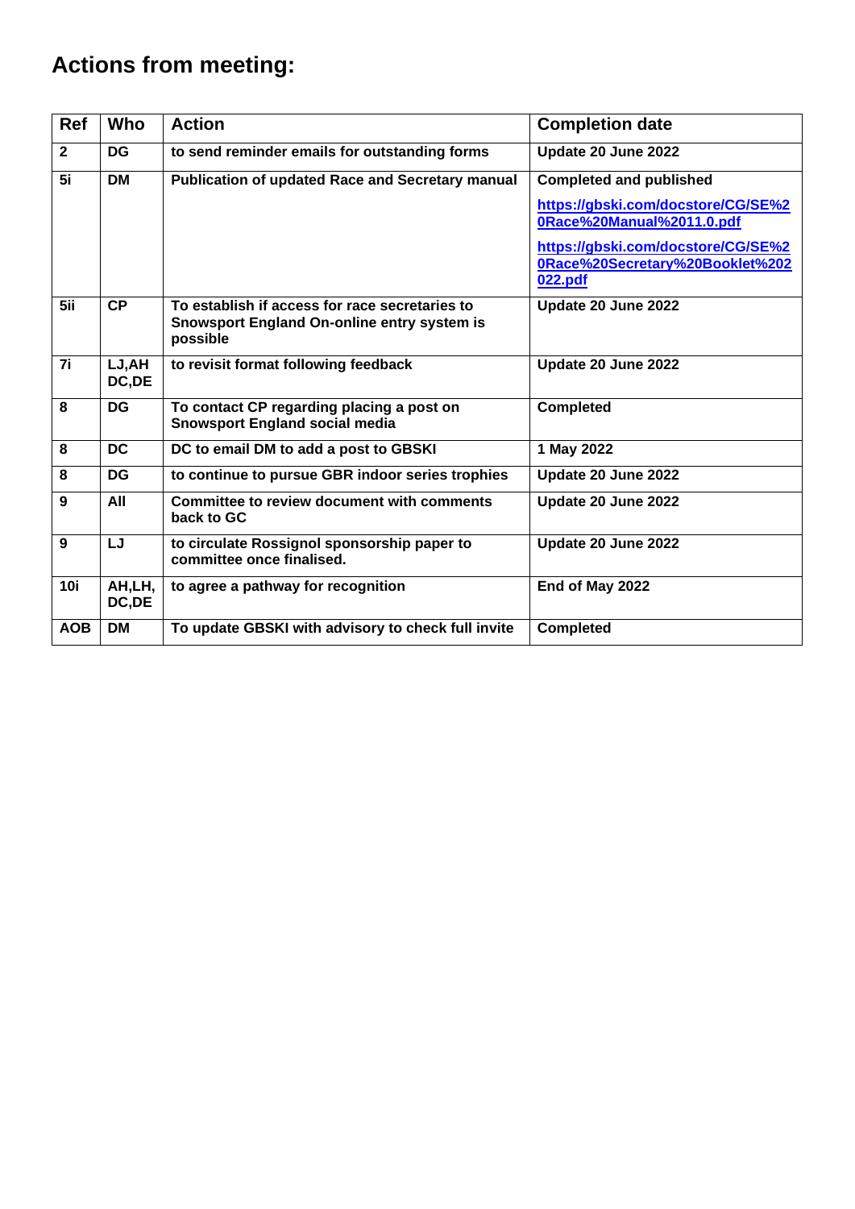# Actions from meeting:

| Ref | Who | Action | Completion date |
| --- | --- | --- | --- |
| **2** | **DG** | **to send reminder emails for outstanding forms** | **Update 20 June 2022** |
| **5i** | **DM** | **Publication of updated Race and Secretary manual** | **Completed and published** <br> **https://gbski.com/docstore/CG/SE%20Race%20Manual%2011.0.pdf** <br> **https://gbski.com/docstore/CG/SE%20Race%20Secretary%20Booklet%202022.pdf** |
| **5ii** | **CP** | **To establish if access for race secretaries to Snowsport England On-online entry system is possible** | **Update 20 June 2022** |
| **7i** | **LJ,AH DC,DE** | **to revisit format following feedback** | **Update 20 June 2022** |
| **8** | **DG** | **To contact CP regarding placing a post on Snowsport England social media** | **Completed** |
| **8** | **DC** | **DC to email DM to add a post to GBSKI** | **1 May 2022** |
| **8** | **DG** | **to continue to pursue GBR indoor series trophies** | **Update 20 June 2022** |
| **9** | **All** | **Committee to review document with comments back to GC** | **Update 20 June 2022** |
| **9** | **LJ** | **to circulate Rossignol sponsorship paper to committee once finalised.** | **Update 20 June 2022** |
| **10i** | **AH,LH, DC,DE** | **to agree a pathway for recognition** | **End of May 2022** |
| **AOB** | **DM** | **To update GBSKI with advisory to check full invite** | **Completed** |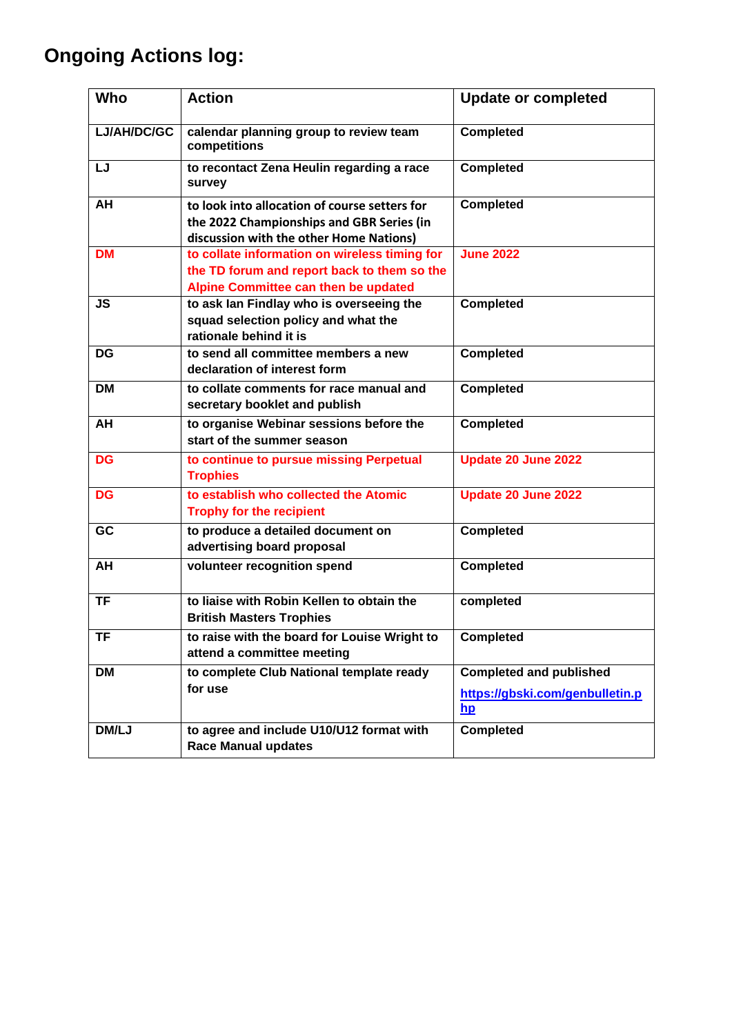## Ongoing Actions log:

| Who | Action | Update or completed |
|---|---|---|
| **LJ/AH/DC/GC** | **calendar planning group to review team competitions** | **Completed** |
| **LJ** | **to recontact Zena Heulin regarding a race survey** | **Completed** |
| **AH** | **to look into allocation of course setters for the 2022 Championships and GBR Series (in discussion with the other Home Nations)** | **Completed** |
| **DM** | **to collate information on wireless timing for the TD forum and report back to them so the Alpine Committee can then be updated** | **June 2022** |
| **JS** | **to ask Ian Findlay who is overseeing the squad selection policy and what the rationale behind it is** | **Completed** |
| **DG** | **to send all committee members a new declaration of interest form** | **Completed** |
| **DM** | **to collate comments for race manual and secretary booklet and publish** | **Completed** |
| **AH** | **to organise Webinar sessions before the start of the summer season** | **Completed** |
| **DG** | **to continue to pursue missing Perpetual Trophies** | **Update 20 June 2022** |
| **DG** | **to establish who collected the Atomic Trophy for the recipient** | **Update 20 June 2022** |
| **GC** | **to produce a detailed document on advertising board proposal** | **Completed** |
| **AH** | **volunteer recognition spend** | **Completed** |
| **TF** | **to liaise with Robin Kellen to obtain the British Masters Trophies** | **completed** |
| **TF** | **to raise with the board for Louise Wright to attend a committee meeting** | **Completed** |
| **DM** | **to complete Club National template ready for use** | **Completed and published** [**https://gbski.com/genbulletin.php**](https://gbski.com/genbulletin.php) |
| **DM/LJ** | **to agree and include U10/U12 format with Race Manual updates** | **Completed** |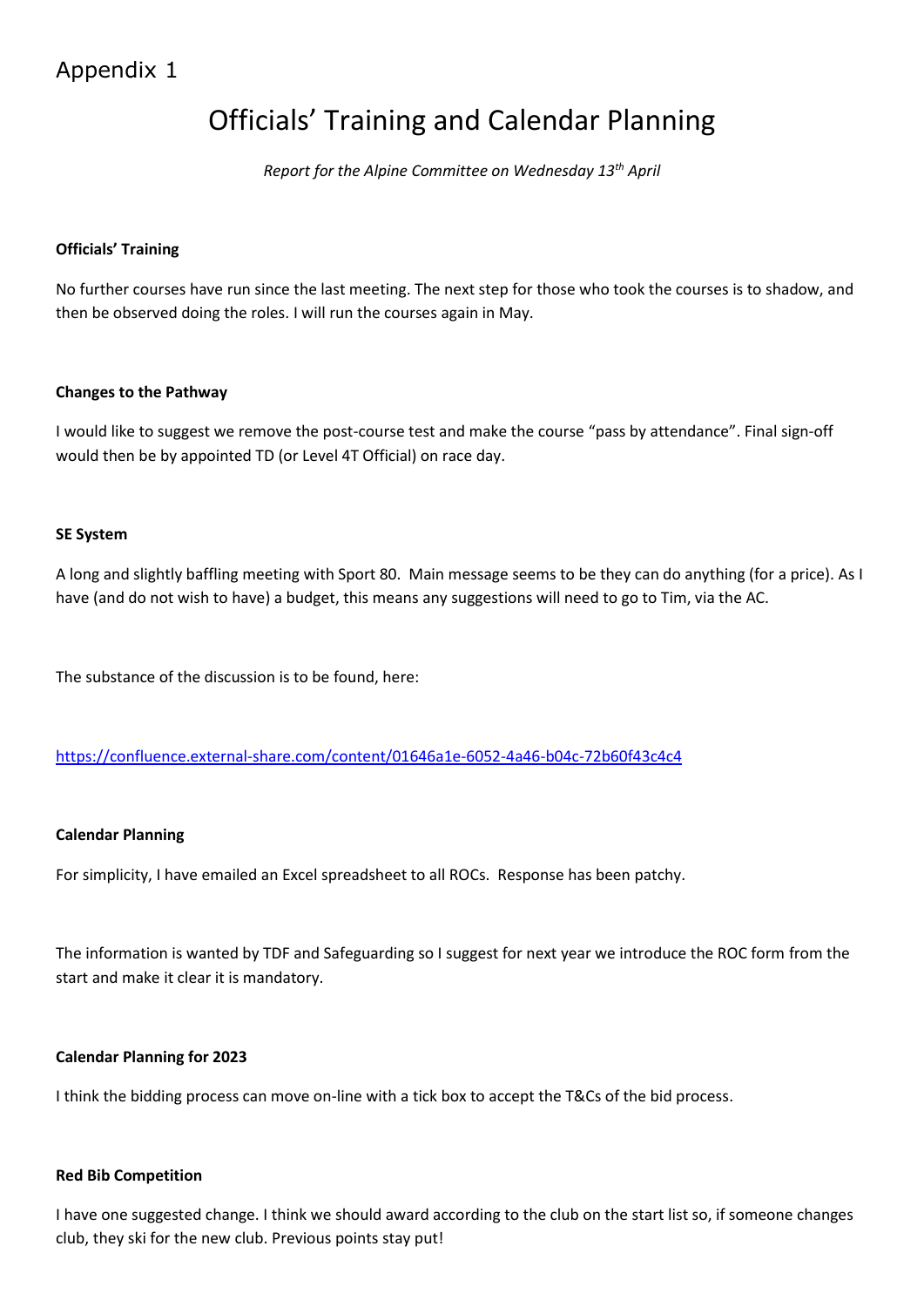Appendix 1

# Officials' Training and Calendar Planning

*Report for the Alpine Committee on Wednesday 13th April*

**Officials' Training**

No further courses have run since the last meeting. The next step for those who took the courses is to shadow, and then be observed doing the roles. I will run the courses again in May.

**Changes to the Pathway**

I would like to suggest we remove the post-course test and make the course "pass by attendance". Final sign-off would then be by appointed TD (or Level 4T Official) on race day.

**SE System**

A long and slightly baffling meeting with Sport 80. Main message seems to be they can do anything (for a price). As I have (and do not wish to have) a budget, this means any suggestions will need to go to Tim, via the AC.

The substance of the discussion is to be found, here:

https://confluence.external-share.com/content/01646a1e-6052-4a46-b04c-72b60f43c4c4

**Calendar Planning**

For simplicity, I have emailed an Excel spreadsheet to all ROCs. Response has been patchy.

The information is wanted by TDF and Safeguarding so I suggest for next year we introduce the ROC form from the start and make it clear it is mandatory.

**Calendar Planning for 2023**

I think the bidding process can move on-line with a tick box to accept the T&Cs of the bid process.

**Red Bib Competition**

I have one suggested change. I think we should award according to the club on the start list so, if someone changes club, they ski for the new club. Previous points stay put!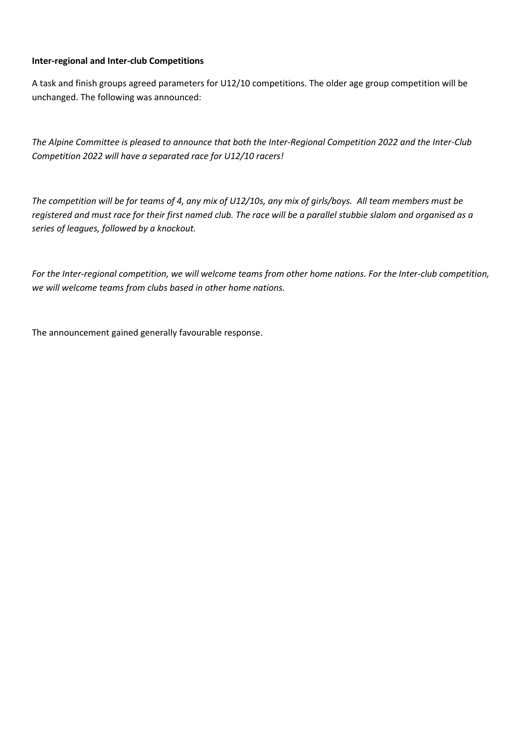**Inter-regional and Inter-club Competitions**

A task and finish groups agreed parameters for U12/10 competitions. The older age group competition will be unchanged. The following was announced:

*The Alpine Committee is pleased to announce that both the Inter-Regional Competition 2022 and the Inter-Club Competition 2022 will have a separated race for U12/10 racers!*

*The competition will be for teams of 4, any mix of U12/10s, any mix of girls/boys.  All team members must be registered and must race for their first named club. The race will be a parallel stubbie slalom and organised as a series of leagues, followed by a knockout.*

*For the Inter-regional competition, we will welcome teams from other home nations. For the Inter-club competition, we will welcome teams from clubs based in other home nations.*

The announcement gained generally favourable response.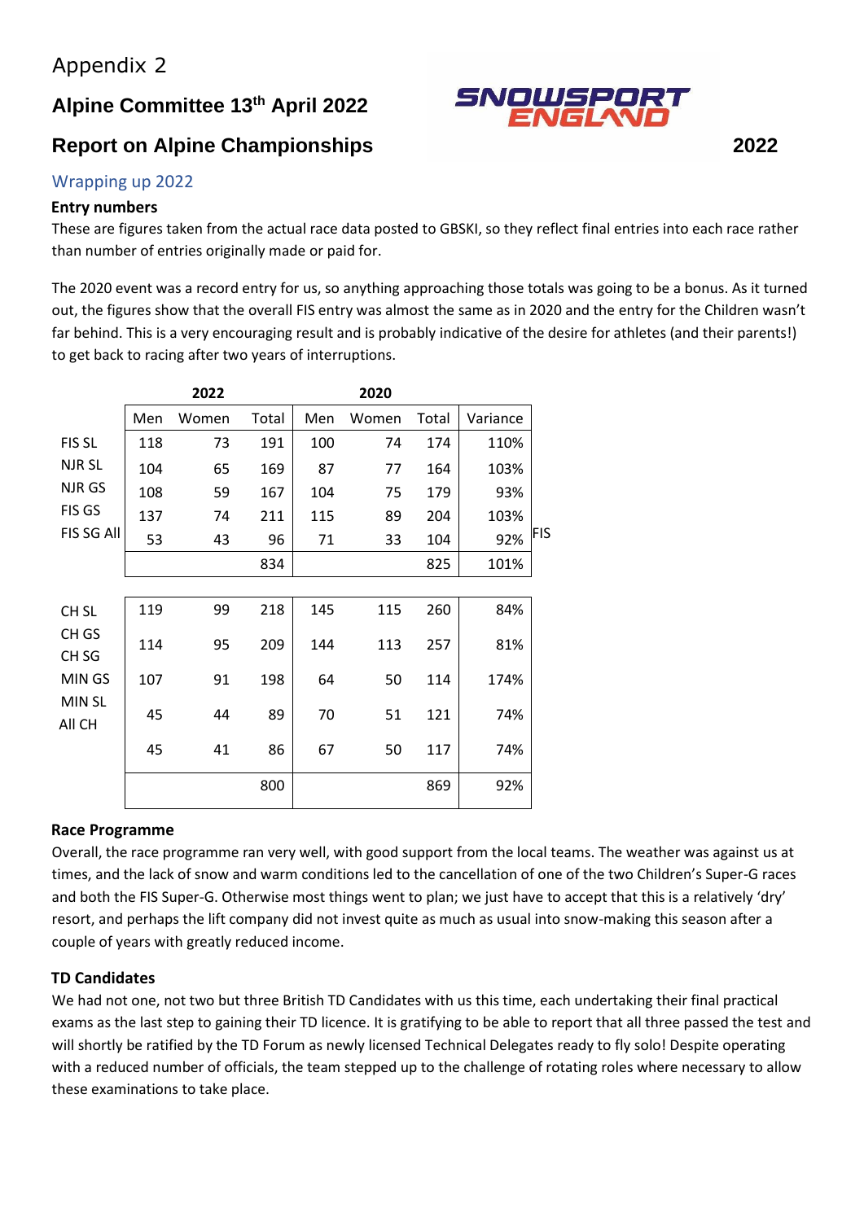Appendix 2

## Alpine Committee 13th April 2022

## Report on Alpine Championships 2022

### Wrapping up 2022

**Entry numbers**

These are figures taken from the actual race data posted to GBSKI, so they reflect final entries into each race rather than number of entries originally made or paid for.

The 2020 event was a record entry for us, so anything approaching those totals was going to be a bonus. As it turned out, the figures show that the overall FIS entry was almost the same as in 2020 and the entry for the Children wasn't far behind. This is a very encouraging result and is probably indicative of the desire for athletes (and their parents!) to get back to racing after two years of interruptions.

| | 2022 | | | 2020 | | | | |
|---|---|---|---|---|---|---|---|---|
| | Men | Women | Total | Men | Women | Total | Variance | |
| FIS SL | 118 | 73 | 191 | 100 | 74 | 174 | 110% | |
| NJR SL | 104 | 65 | 169 | 87 | 77 | 164 | 103% | |
| NJR GS | 108 | 59 | 167 | 104 | 75 | 179 | 93% | |
| FIS GS | 137 | 74 | 211 | 115 | 89 | 204 | 103% | |
| FIS SG All | 53 | 43 | 96 | 71 | 33 | 104 | 92% | FIS |
| | | | 834 | | | 825 | 101% | |
| | | | | | | | | |
| CH SL | 119 | 99 | 218 | 145 | 115 | 260 | 84% | |
| CH GS CH SG | 114 | 95 | 209 | 144 | 113 | 257 | 81% | |
| MIN GS | 107 | 91 | 198 | 64 | 50 | 114 | 174% | |
| MIN SL All CH | 45 | 44 | 89 | 70 | 51 | 121 | 74% | |
| | 45 | 41 | 86 | 67 | 50 | 117 | 74% | |
| | | | 800 | | | 869 | 92% | |

**Race Programme**

Overall, the race programme ran very well, with good support from the local teams. The weather was against us at times, and the lack of snow and warm conditions led to the cancellation of one of the two Children's Super-G races and both the FIS Super-G. Otherwise most things went to plan; we just have to accept that this is a relatively 'dry' resort, and perhaps the lift company did not invest quite as much as usual into snow-making this season after a couple of years with greatly reduced income.

**TD Candidates**

We had not one, not two but three British TD Candidates with us this time, each undertaking their final practical exams as the last step to gaining their TD licence. It is gratifying to be able to report that all three passed the test and will shortly be ratified by the TD Forum as newly licensed Technical Delegates ready to fly solo! Despite operating with a reduced number of officials, the team stepped up to the challenge of rotating roles where necessary to allow these examinations to take place.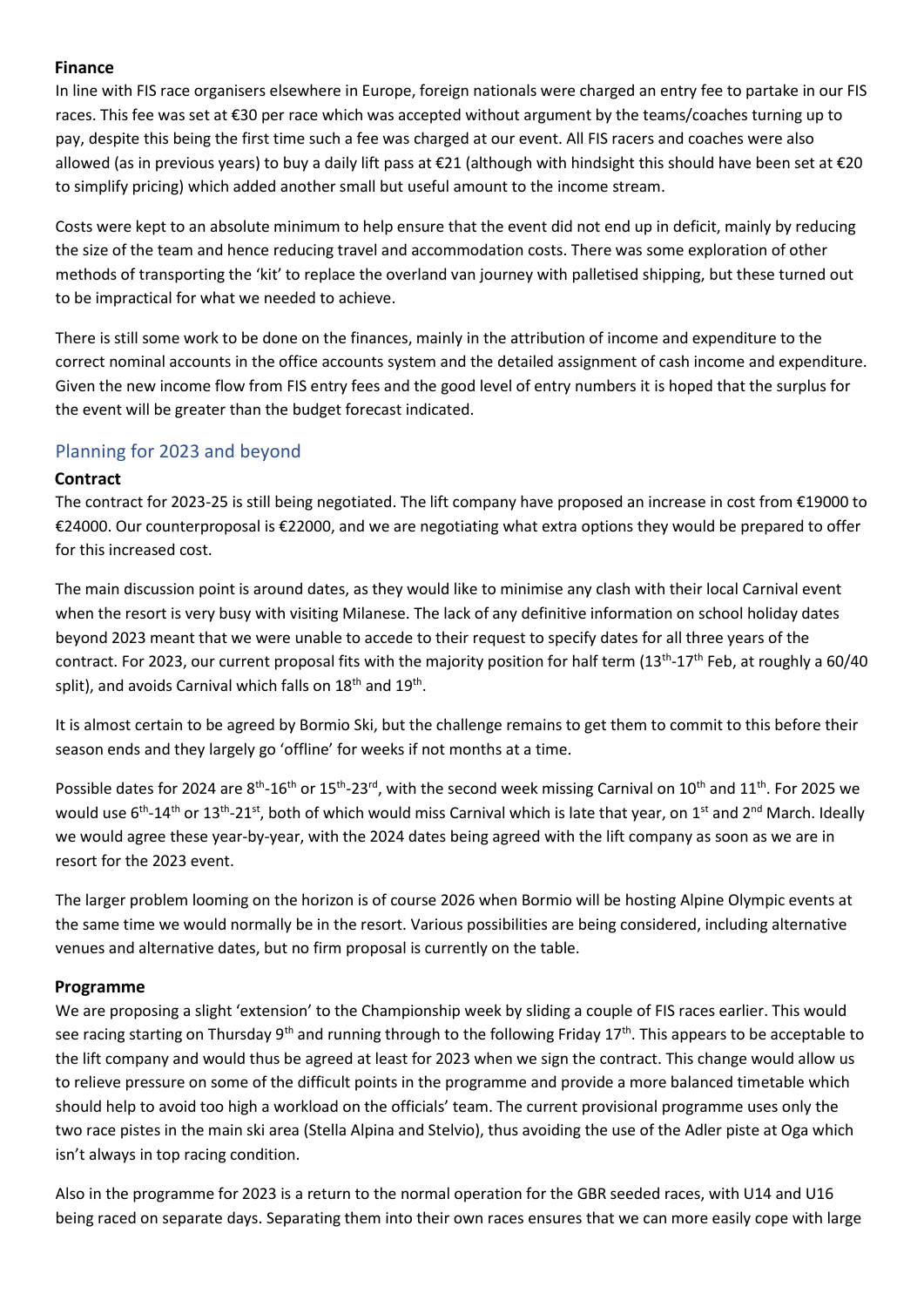**Finance**

In line with FIS race organisers elsewhere in Europe, foreign nationals were charged an entry fee to partake in our FIS races. This fee was set at €30 per race which was accepted without argument by the teams/coaches turning up to pay, despite this being the first time such a fee was charged at our event. All FIS racers and coaches were also allowed (as in previous years) to buy a daily lift pass at €21 (although with hindsight this should have been set at €20 to simplify pricing) which added another small but useful amount to the income stream.

Costs were kept to an absolute minimum to help ensure that the event did not end up in deficit, mainly by reducing the size of the team and hence reducing travel and accommodation costs. There was some exploration of other methods of transporting the 'kit' to replace the overland van journey with palletised shipping, but these turned out to be impractical for what we needed to achieve.

There is still some work to be done on the finances, mainly in the attribution of income and expenditure to the correct nominal accounts in the office accounts system and the detailed assignment of cash income and expenditure. Given the new income flow from FIS entry fees and the good level of entry numbers it is hoped that the surplus for the event will be greater than the budget forecast indicated.

## Planning for 2023 and beyond

**Contract**

The contract for 2023-25 is still being negotiated. The lift company have proposed an increase in cost from €19000 to €24000. Our counterproposal is €22000, and we are negotiating what extra options they would be prepared to offer for this increased cost.

The main discussion point is around dates, as they would like to minimise any clash with their local Carnival event when the resort is very busy with visiting Milanese. The lack of any definitive information on school holiday dates beyond 2023 meant that we were unable to accede to their request to specify dates for all three years of the contract. For 2023, our current proposal fits with the majority position for half term (13th-17th Feb, at roughly a 60/40 split), and avoids Carnival which falls on 18th and 19th.

It is almost certain to be agreed by Bormio Ski, but the challenge remains to get them to commit to this before their season ends and they largely go 'offline' for weeks if not months at a time.

Possible dates for 2024 are 8th-16th or 15th-23rd, with the second week missing Carnival on 10th and 11th. For 2025 we would use 6th-14th or 13th-21st, both of which would miss Carnival which is late that year, on 1st and 2nd March. Ideally we would agree these year-by-year, with the 2024 dates being agreed with the lift company as soon as we are in resort for the 2023 event.

The larger problem looming on the horizon is of course 2026 when Bormio will be hosting Alpine Olympic events at the same time we would normally be in the resort. Various possibilities are being considered, including alternative venues and alternative dates, but no firm proposal is currently on the table.

**Programme**

We are proposing a slight 'extension' to the Championship week by sliding a couple of FIS races earlier. This would see racing starting on Thursday 9th and running through to the following Friday 17th. This appears to be acceptable to the lift company and would thus be agreed at least for 2023 when we sign the contract. This change would allow us to relieve pressure on some of the difficult points in the programme and provide a more balanced timetable which should help to avoid too high a workload on the officials' team. The current provisional programme uses only the two race pistes in the main ski area (Stella Alpina and Stelvio), thus avoiding the use of the Adler piste at Oga which isn't always in top racing condition.

Also in the programme for 2023 is a return to the normal operation for the GBR seeded races, with U14 and U16 being raced on separate days. Separating them into their own races ensures that we can more easily cope with large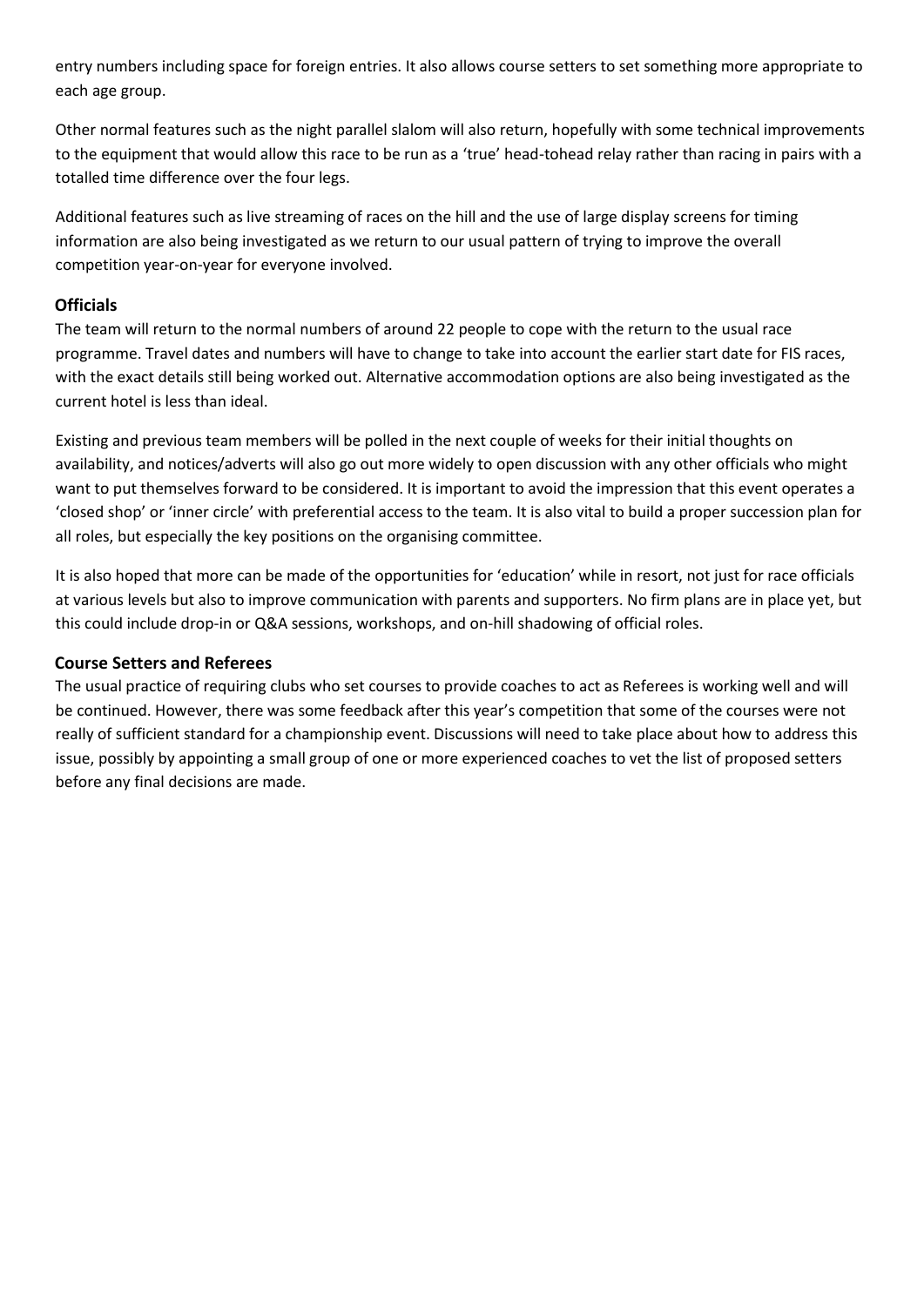entry numbers including space for foreign entries. It also allows course setters to set something more appropriate to each age group.

Other normal features such as the night parallel slalom will also return, hopefully with some technical improvements to the equipment that would allow this race to be run as a 'true' head-tohead relay rather than racing in pairs with a totalled time difference over the four legs.

Additional features such as live streaming of races on the hill and the use of large display screens for timing information are also being investigated as we return to our usual pattern of trying to improve the overall competition year-on-year for everyone involved.

## Officials

The team will return to the normal numbers of around 22 people to cope with the return to the usual race programme. Travel dates and numbers will have to change to take into account the earlier start date for FIS races, with the exact details still being worked out. Alternative accommodation options are also being investigated as the current hotel is less than ideal.

Existing and previous team members will be polled in the next couple of weeks for their initial thoughts on availability, and notices/adverts will also go out more widely to open discussion with any other officials who might want to put themselves forward to be considered. It is important to avoid the impression that this event operates a 'closed shop' or 'inner circle' with preferential access to the team. It is also vital to build a proper succession plan for all roles, but especially the key positions on the organising committee.

It is also hoped that more can be made of the opportunities for 'education' while in resort, not just for race officials at various levels but also to improve communication with parents and supporters. No firm plans are in place yet, but this could include drop-in or Q&A sessions, workshops, and on-hill shadowing of official roles.

## Course Setters and Referees

The usual practice of requiring clubs who set courses to provide coaches to act as Referees is working well and will be continued. However, there was some feedback after this year's competition that some of the courses were not really of sufficient standard for a championship event. Discussions will need to take place about how to address this issue, possibly by appointing a small group of one or more experienced coaches to vet the list of proposed setters before any final decisions are made.